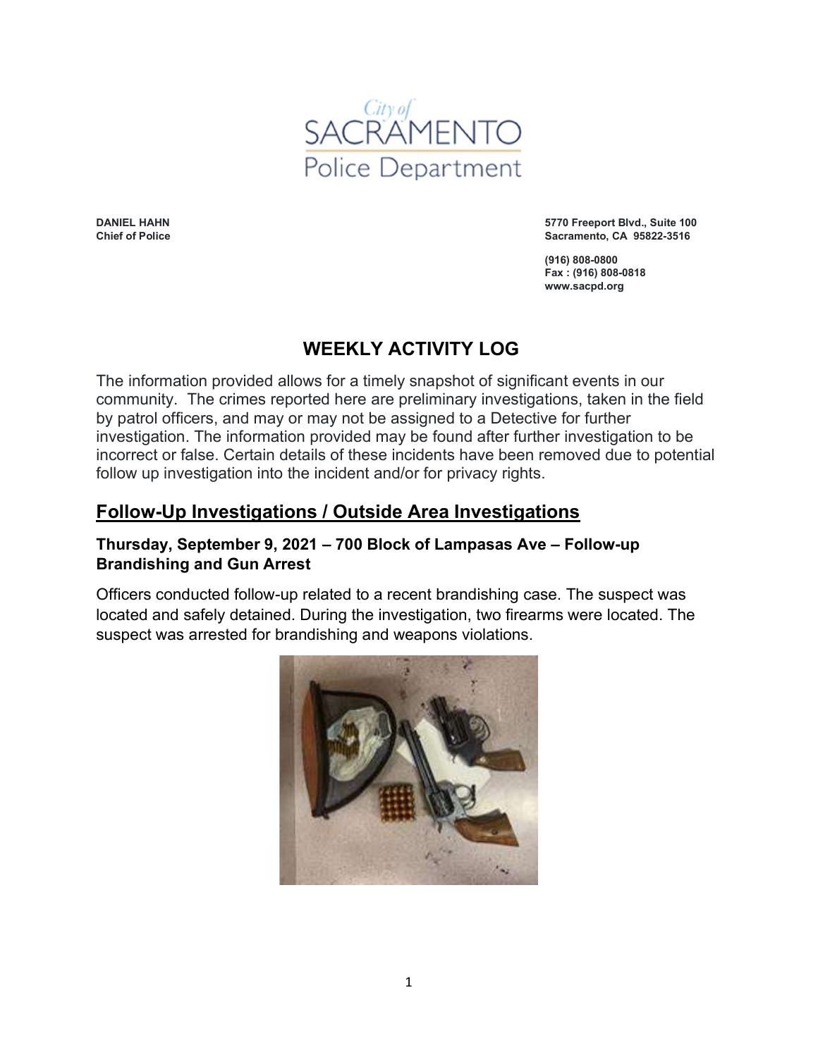City of
SACRAMENTO
Police Department

**DANIEL HAHN**
**Chief of Police**

**5770 Freeport Blvd., Suite 100**
**Sacramento, CA 95822-3516**

**(916) 808-0800**
**Fax : (916) 808-0818**
**www.sacpd.org**

# WEEKLY ACTIVITY LOG

The information provided allows for a timely snapshot of significant events in our community. The crimes reported here are preliminary investigations, taken in the field by patrol officers, and may or may not be assigned to a Detective for further investigation. The information provided may be found after further investigation to be incorrect or false. Certain details of these incidents have been removed due to potential follow up investigation into the incident and/or for privacy rights.

## Follow-Up Investigations / Outside Area Investigations

### Thursday, September 9, 2021 – 700 Block of Lampasas Ave – Follow-up Brandishing and Gun Arrest

Officers conducted follow-up related to a recent brandishing case. The suspect was located and safely detained. During the investigation, two firearms were located. The suspect was arrested for brandishing and weapons violations.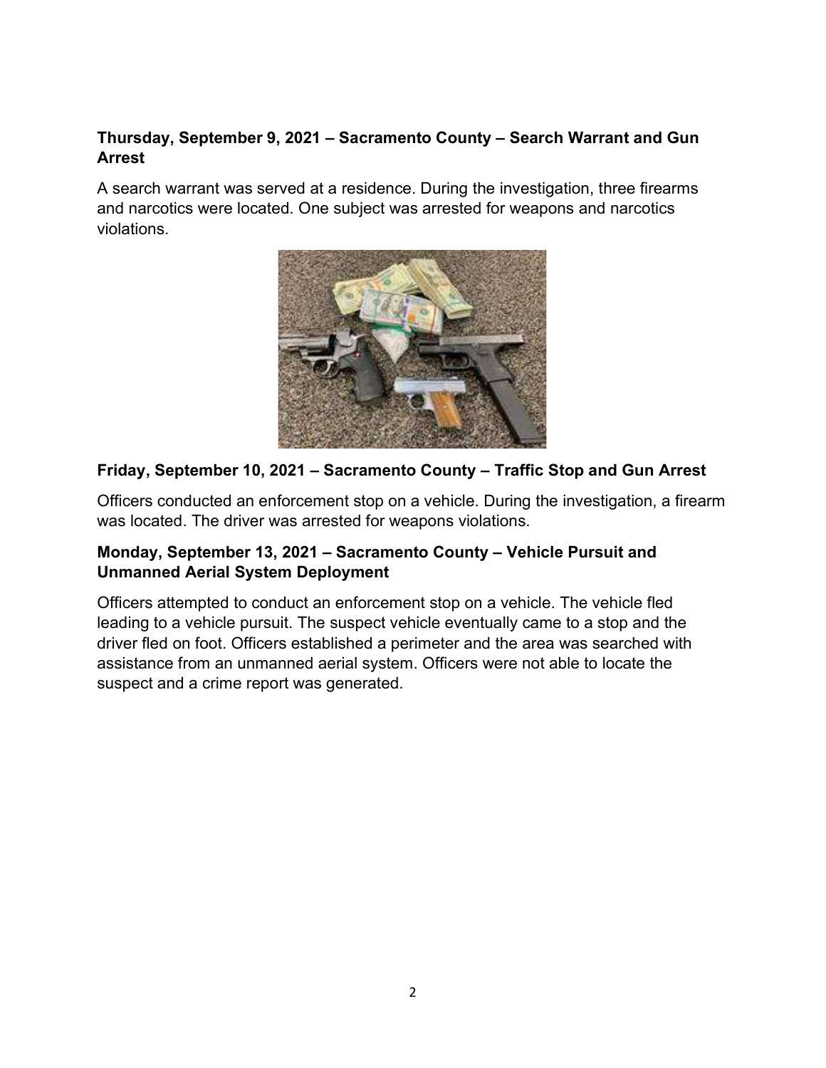**Thursday, September 9, 2021 – Sacramento County – Search Warrant and Gun Arrest**

A search warrant was served at a residence. During the investigation, three firearms and narcotics were located. One subject was arrested for weapons and narcotics violations.

**Friday, September 10, 2021 – Sacramento County – Traffic Stop and Gun Arrest**

Officers conducted an enforcement stop on a vehicle. During the investigation, a firearm was located. The driver was arrested for weapons violations.

**Monday, September 13, 2021 – Sacramento County – Vehicle Pursuit and Unmanned Aerial System Deployment**

Officers attempted to conduct an enforcement stop on a vehicle. The vehicle fled leading to a vehicle pursuit. The suspect vehicle eventually came to a stop and the driver fled on foot. Officers established a perimeter and the area was searched with assistance from an unmanned aerial system. Officers were not able to locate the suspect and a crime report was generated.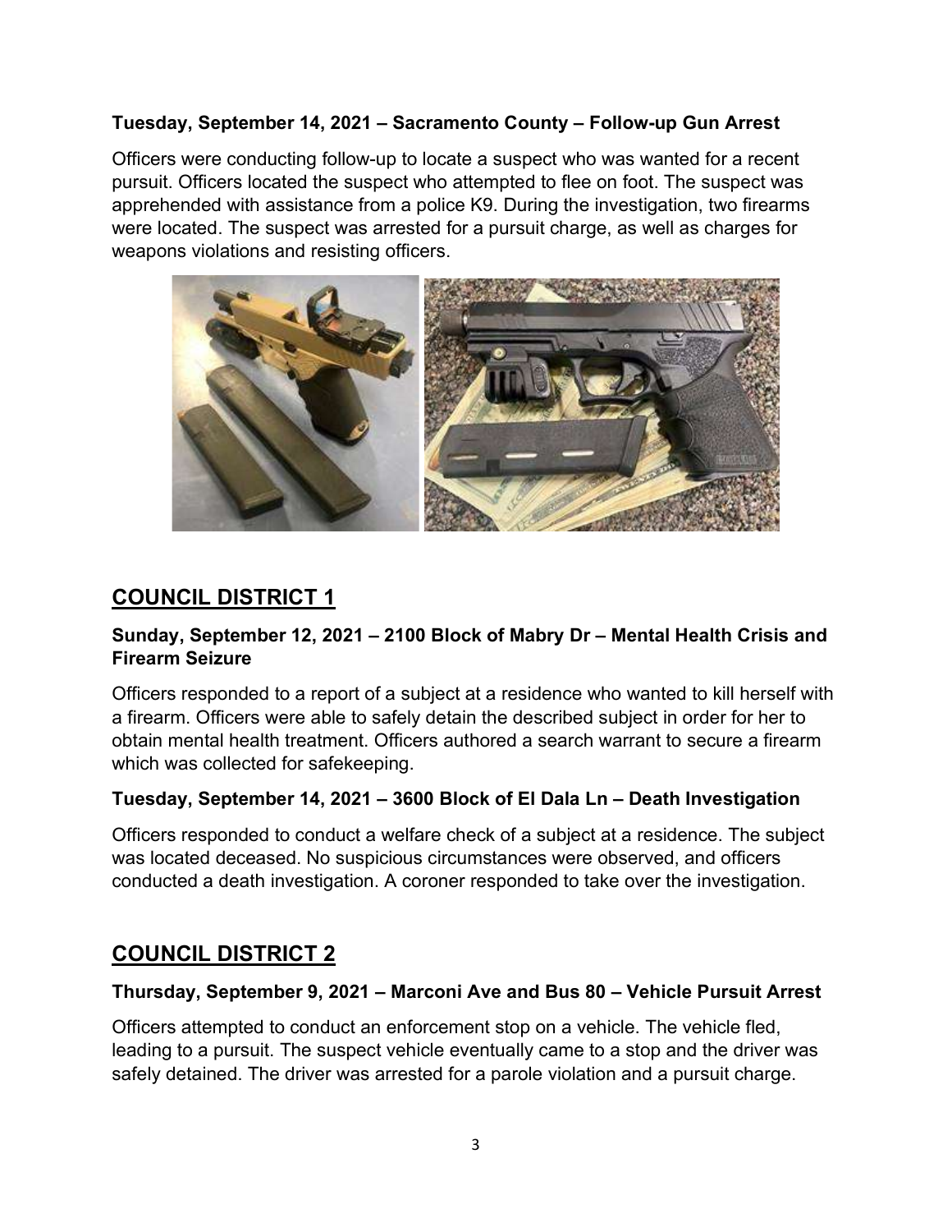**Tuesday, September 14, 2021 – Sacramento County – Follow-up Gun Arrest**

Officers were conducting follow-up to locate a suspect who was wanted for a recent pursuit. Officers located the suspect who attempted to flee on foot. The suspect was apprehended with assistance from a police K9. During the investigation, two firearms were located. The suspect was arrested for a pursuit charge, as well as charges for weapons violations and resisting officers.

## COUNCIL DISTRICT 1

**Sunday, September 12, 2021 – 2100 Block of Mabry Dr – Mental Health Crisis and Firearm Seizure**

Officers responded to a report of a subject at a residence who wanted to kill herself with a firearm. Officers were able to safely detain the described subject in order for her to obtain mental health treatment. Officers authored a search warrant to secure a firearm which was collected for safekeeping.

**Tuesday, September 14, 2021 – 3600 Block of El Dala Ln – Death Investigation**

Officers responded to conduct a welfare check of a subject at a residence. The subject was located deceased. No suspicious circumstances were observed, and officers conducted a death investigation. A coroner responded to take over the investigation.

## COUNCIL DISTRICT 2

**Thursday, September 9, 2021 – Marconi Ave and Bus 80 – Vehicle Pursuit Arrest**

Officers attempted to conduct an enforcement stop on a vehicle. The vehicle fled, leading to a pursuit. The suspect vehicle eventually came to a stop and the driver was safely detained. The driver was arrested for a parole violation and a pursuit charge.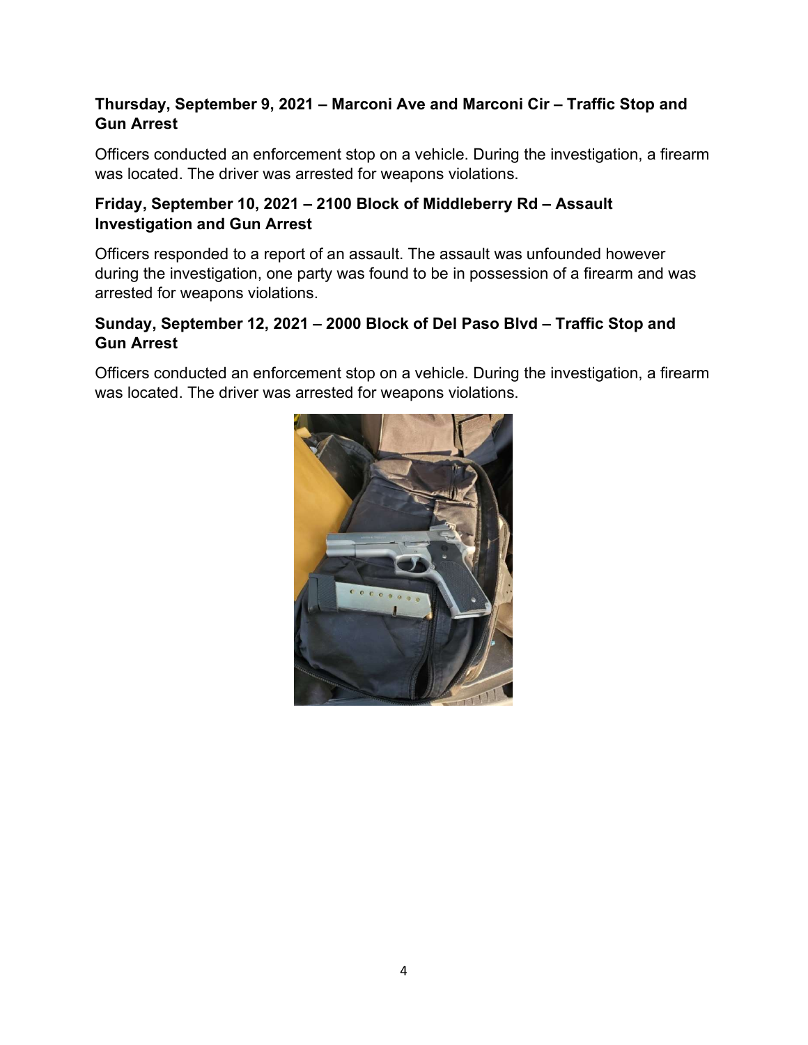**Thursday, September 9, 2021 – Marconi Ave and Marconi Cir – Traffic Stop and Gun Arrest**

Officers conducted an enforcement stop on a vehicle. During the investigation, a firearm was located. The driver was arrested for weapons violations.

**Friday, September 10, 2021 – 2100 Block of Middleberry Rd – Assault Investigation and Gun Arrest**

Officers responded to a report of an assault. The assault was unfounded however during the investigation, one party was found to be in possession of a firearm and was arrested for weapons violations.

**Sunday, September 12, 2021 – 2000 Block of Del Paso Blvd – Traffic Stop and Gun Arrest**

Officers conducted an enforcement stop on a vehicle. During the investigation, a firearm was located. The driver was arrested for weapons violations.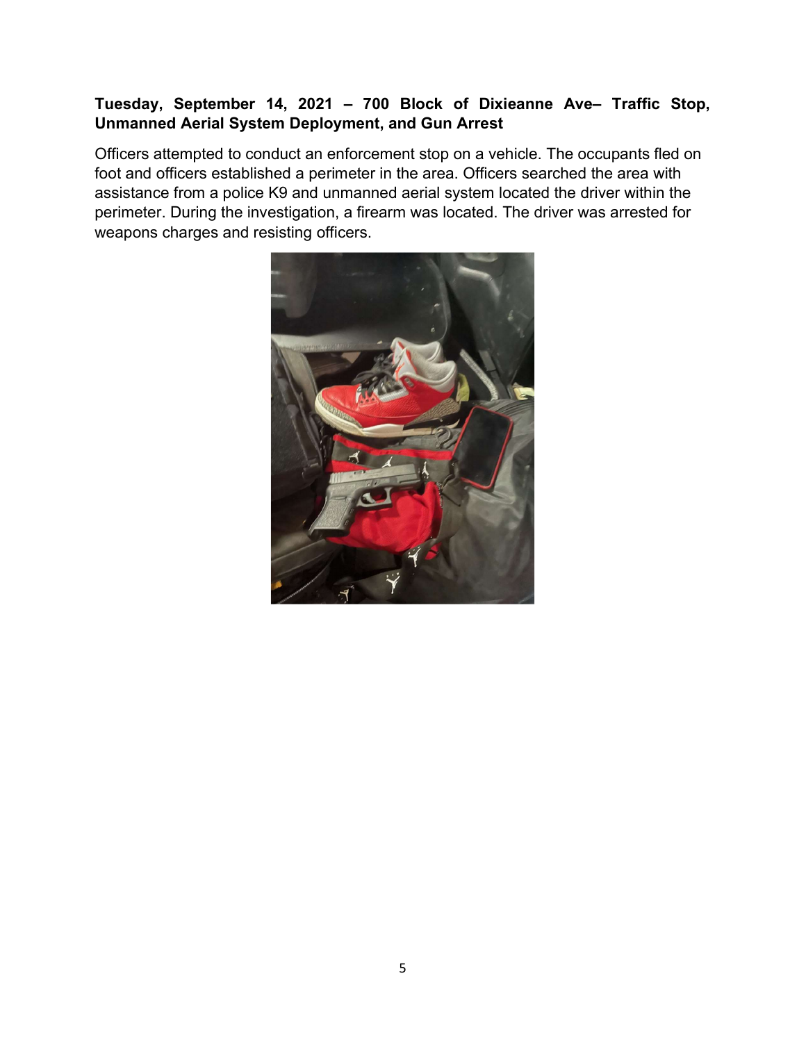**Tuesday, September 14, 2021 – 700 Block of Dixieanne Ave– Traffic Stop, Unmanned Aerial System Deployment, and Gun Arrest**

Officers attempted to conduct an enforcement stop on a vehicle. The occupants fled on foot and officers established a perimeter in the area. Officers searched the area with assistance from a police K9 and unmanned aerial system located the driver within the perimeter. During the investigation, a firearm was located. The driver was arrested for weapons charges and resisting officers.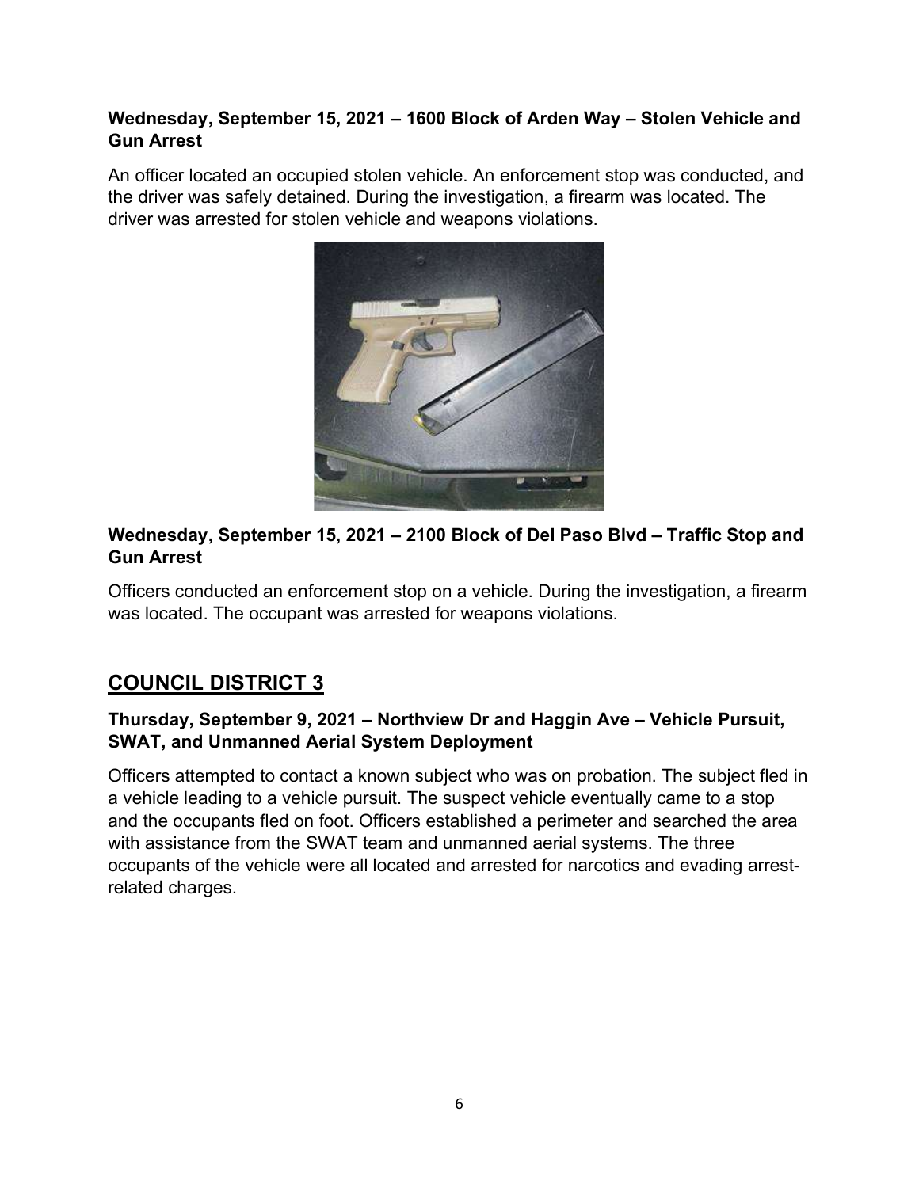**Wednesday, September 15, 2021 – 1600 Block of Arden Way – Stolen Vehicle and Gun Arrest**

An officer located an occupied stolen vehicle. An enforcement stop was conducted, and the driver was safely detained. During the investigation, a firearm was located. The driver was arrested for stolen vehicle and weapons violations.

**Wednesday, September 15, 2021 – 2100 Block of Del Paso Blvd – Traffic Stop and Gun Arrest**

Officers conducted an enforcement stop on a vehicle. During the investigation, a firearm was located. The occupant was arrested for weapons violations.

## COUNCIL DISTRICT 3

**Thursday, September 9, 2021 – Northview Dr and Haggin Ave – Vehicle Pursuit, SWAT, and Unmanned Aerial System Deployment**

Officers attempted to contact a known subject who was on probation. The subject fled in a vehicle leading to a vehicle pursuit. The suspect vehicle eventually came to a stop and the occupants fled on foot. Officers established a perimeter and searched the area with assistance from the SWAT team and unmanned aerial systems. The three occupants of the vehicle were all located and arrested for narcotics and evading arrest-related charges.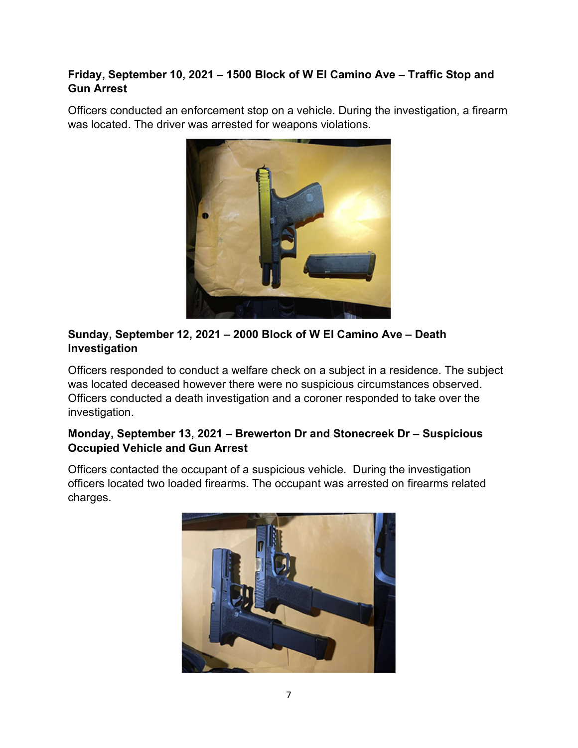**Friday, September 10, 2021 – 1500 Block of W El Camino Ave – Traffic Stop and Gun Arrest**

Officers conducted an enforcement stop on a vehicle. During the investigation, a firearm was located. The driver was arrested for weapons violations.

**Sunday, September 12, 2021 – 2000 Block of W El Camino Ave – Death Investigation**

Officers responded to conduct a welfare check on a subject in a residence. The subject was located deceased however there were no suspicious circumstances observed. Officers conducted a death investigation and a coroner responded to take over the investigation.

**Monday, September 13, 2021 – Brewerton Dr and Stonecreek Dr – Suspicious Occupied Vehicle and Gun Arrest**

Officers contacted the occupant of a suspicious vehicle. During the investigation officers located two loaded firearms. The occupant was arrested on firearms related charges.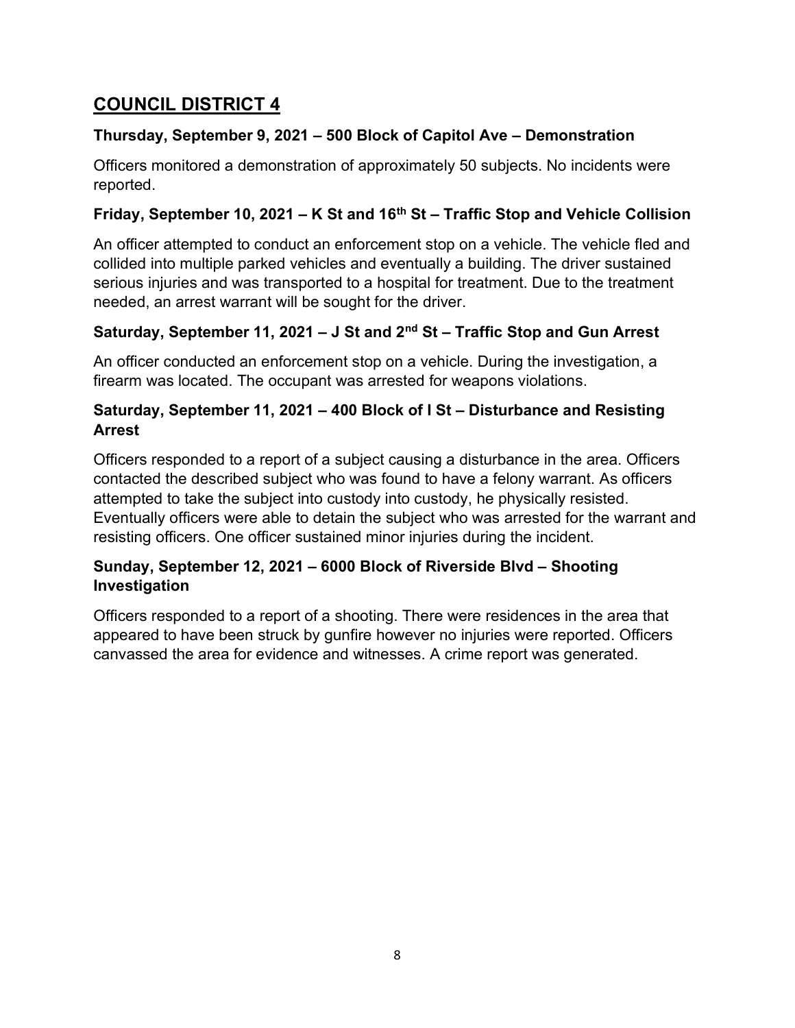## COUNCIL DISTRICT 4

### Thursday, September 9, 2021 – 500 Block of Capitol Ave – Demonstration

Officers monitored a demonstration of approximately 50 subjects. No incidents were reported.

### Friday, September 10, 2021 – K St and 16th St – Traffic Stop and Vehicle Collision

An officer attempted to conduct an enforcement stop on a vehicle. The vehicle fled and collided into multiple parked vehicles and eventually a building. The driver sustained serious injuries and was transported to a hospital for treatment. Due to the treatment needed, an arrest warrant will be sought for the driver.

### Saturday, September 11, 2021 – J St and 2nd St – Traffic Stop and Gun Arrest

An officer conducted an enforcement stop on a vehicle. During the investigation, a firearm was located. The occupant was arrested for weapons violations.

### Saturday, September 11, 2021 – 400 Block of I St – Disturbance and Resisting Arrest

Officers responded to a report of a subject causing a disturbance in the area. Officers contacted the described subject who was found to have a felony warrant. As officers attempted to take the subject into custody into custody, he physically resisted. Eventually officers were able to detain the subject who was arrested for the warrant and resisting officers. One officer sustained minor injuries during the incident.

### Sunday, September 12, 2021 – 6000 Block of Riverside Blvd – Shooting Investigation

Officers responded to a report of a shooting. There were residences in the area that appeared to have been struck by gunfire however no injuries were reported. Officers canvassed the area for evidence and witnesses. A crime report was generated.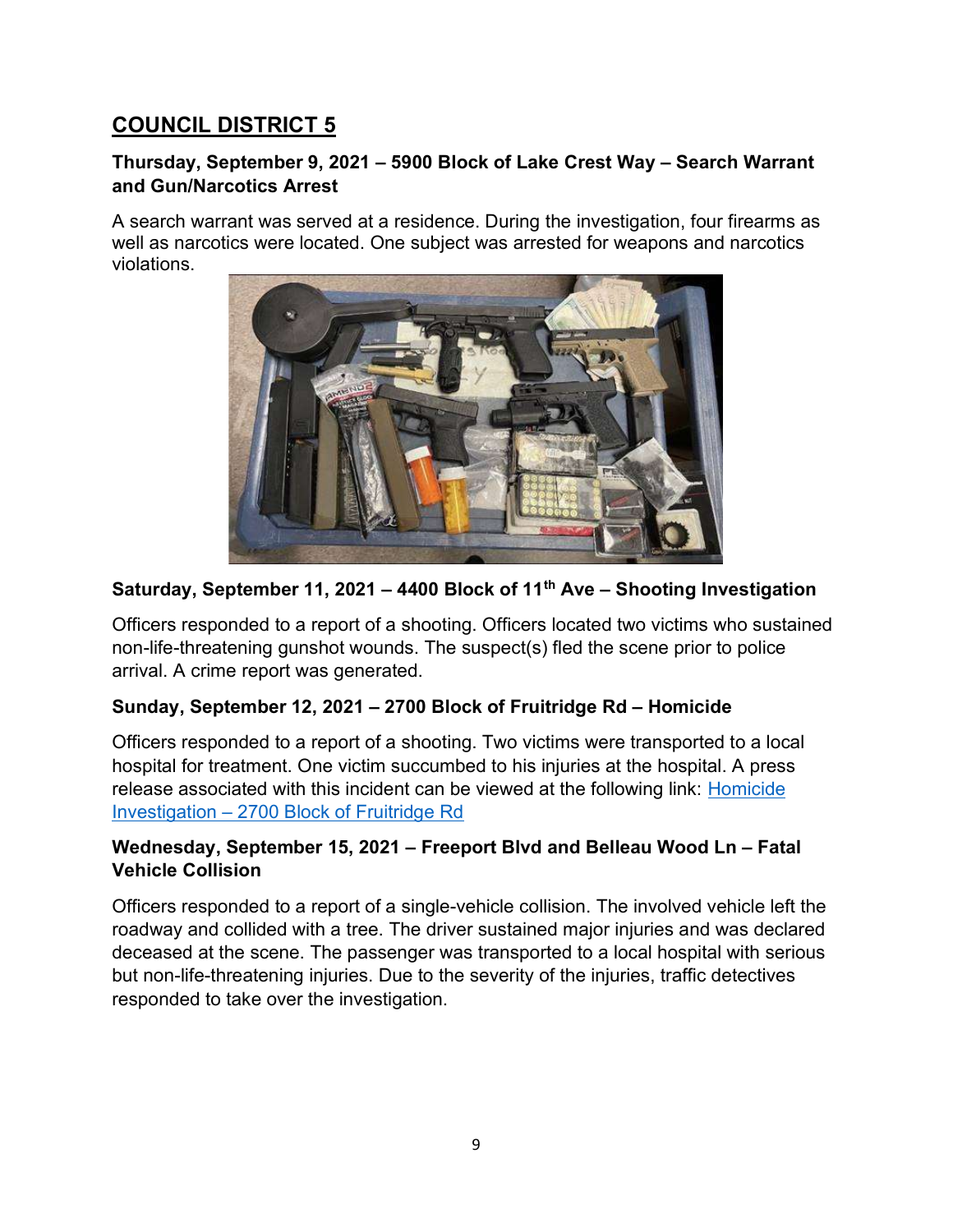## COUNCIL DISTRICT 5

### Thursday, September 9, 2021 – 5900 Block of Lake Crest Way – Search Warrant and Gun/Narcotics Arrest

A search warrant was served at a residence. During the investigation, four firearms as well as narcotics were located. One subject was arrested for weapons and narcotics violations.

### Saturday, September 11, 2021 – 4400 Block of 11th Ave – Shooting Investigation

Officers responded to a report of a shooting. Officers located two victims who sustained non-life-threatening gunshot wounds. The suspect(s) fled the scene prior to police arrival. A crime report was generated.

### Sunday, September 12, 2021 – 2700 Block of Fruitridge Rd – Homicide

Officers responded to a report of a shooting. Two victims were transported to a local hospital for treatment. One victim succumbed to his injuries at the hospital. A press release associated with this incident can be viewed at the following link: Homicide Investigation – 2700 Block of Fruitridge Rd

### Wednesday, September 15, 2021 – Freeport Blvd and Belleau Wood Ln – Fatal Vehicle Collision

Officers responded to a report of a single-vehicle collision. The involved vehicle left the roadway and collided with a tree. The driver sustained major injuries and was declared deceased at the scene. The passenger was transported to a local hospital with serious but non-life-threatening injuries. Due to the severity of the injuries, traffic detectives responded to take over the investigation.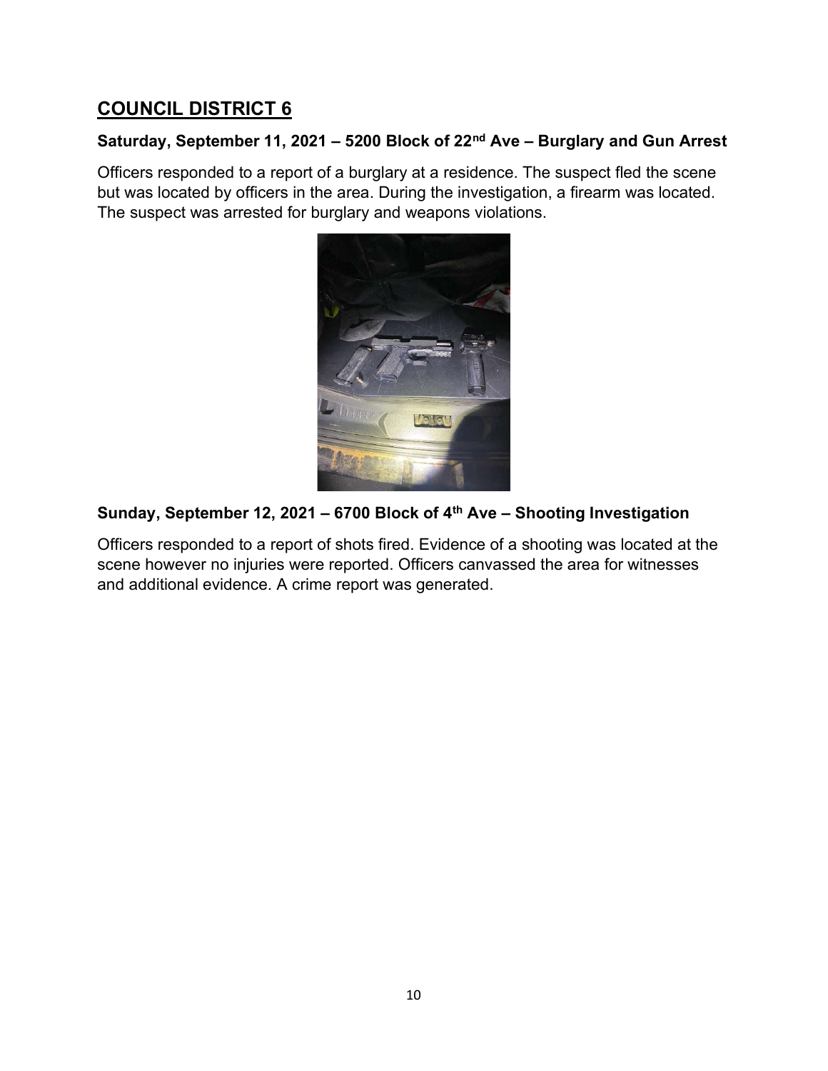## COUNCIL DISTRICT 6

### Saturday, September 11, 2021 – 5200 Block of 22nd Ave – Burglary and Gun Arrest

Officers responded to a report of a burglary at a residence. The suspect fled the scene but was located by officers in the area. During the investigation, a firearm was located. The suspect was arrested for burglary and weapons violations.

### Sunday, September 12, 2021 – 6700 Block of 4th Ave – Shooting Investigation

Officers responded to a report of shots fired. Evidence of a shooting was located at the scene however no injuries were reported. Officers canvassed the area for witnesses and additional evidence. A crime report was generated.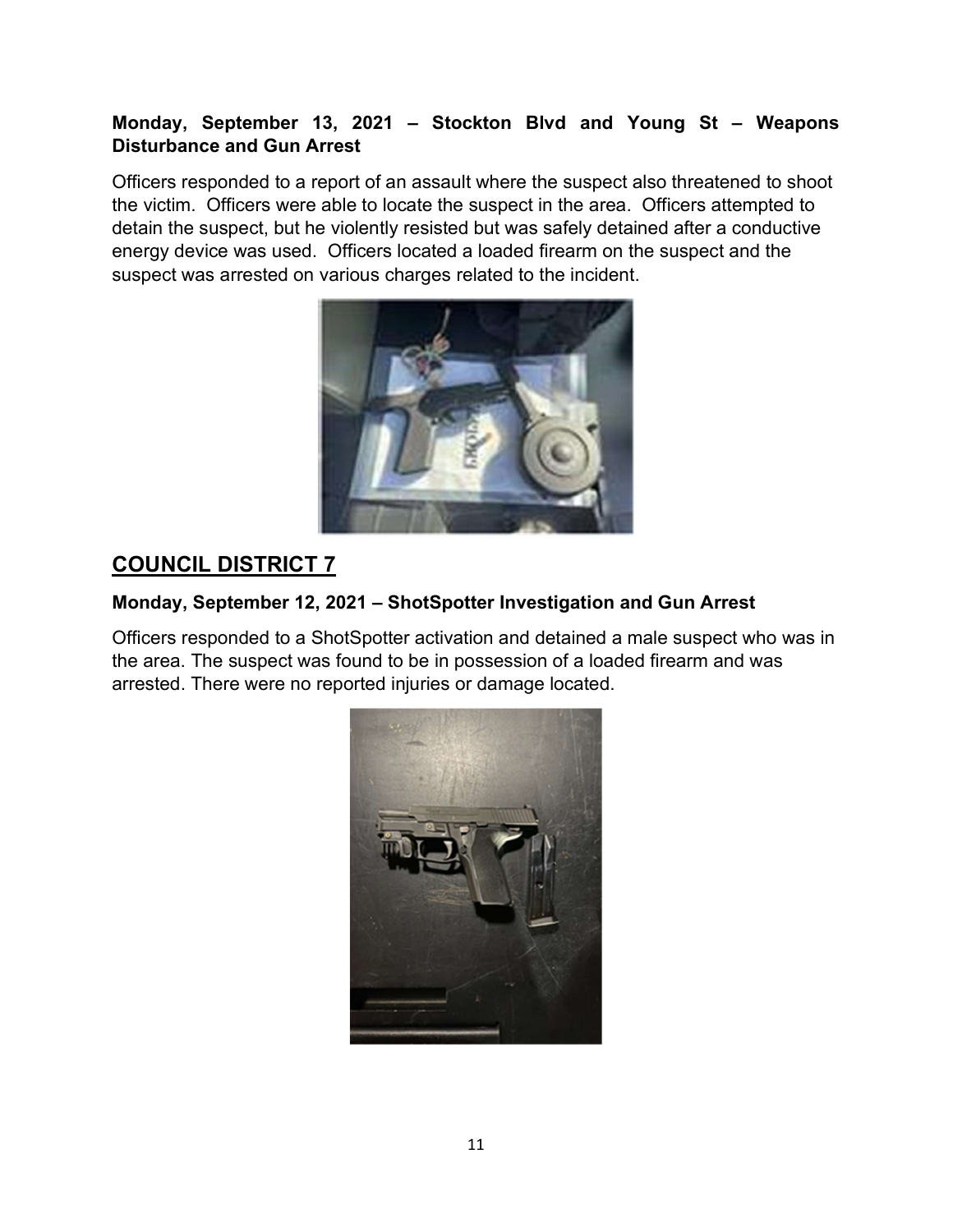**Monday, September 13, 2021 – Stockton Blvd and Young St – Weapons Disturbance and Gun Arrest**

Officers responded to a report of an assault where the suspect also threatened to shoot the victim. Officers were able to locate the suspect in the area. Officers attempted to detain the suspect, but he violently resisted but was safely detained after a conductive energy device was used. Officers located a loaded firearm on the suspect and the suspect was arrested on various charges related to the incident.

## COUNCIL DISTRICT 7

**Monday, September 12, 2021 – ShotSpotter Investigation and Gun Arrest**

Officers responded to a ShotSpotter activation and detained a male suspect who was in the area. The suspect was found to be in possession of a loaded firearm and was arrested. There were no reported injuries or damage located.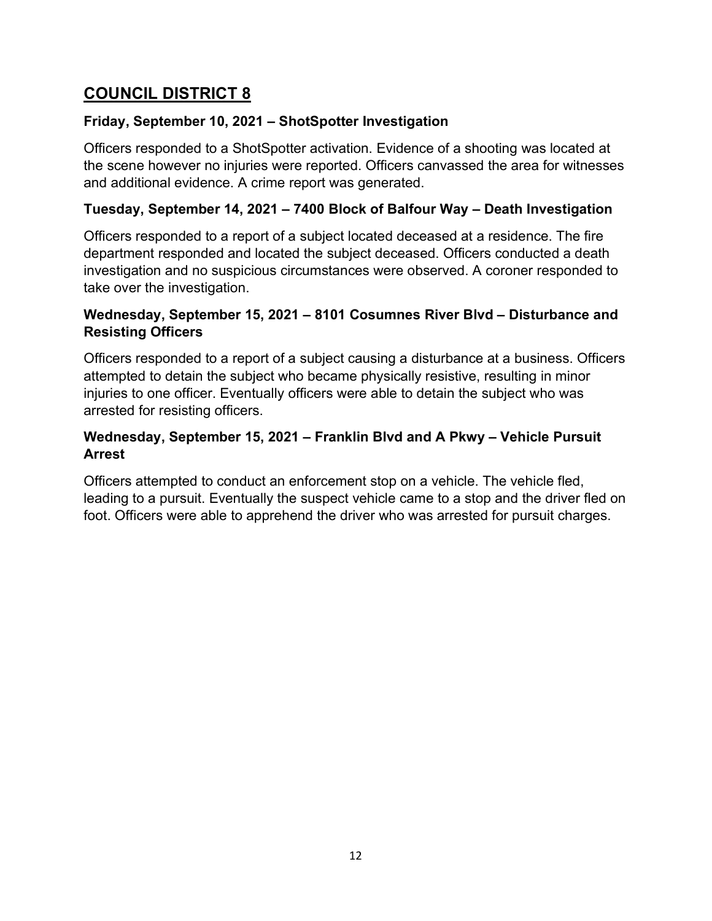# COUNCIL DISTRICT 8

**Friday, September 10, 2021 – ShotSpotter Investigation**

Officers responded to a ShotSpotter activation. Evidence of a shooting was located at the scene however no injuries were reported. Officers canvassed the area for witnesses and additional evidence. A crime report was generated.

**Tuesday, September 14, 2021 – 7400 Block of Balfour Way – Death Investigation**

Officers responded to a report of a subject located deceased at a residence. The fire department responded and located the subject deceased. Officers conducted a death investigation and no suspicious circumstances were observed. A coroner responded to take over the investigation.

**Wednesday, September 15, 2021 – 8101 Cosumnes River Blvd – Disturbance and Resisting Officers**

Officers responded to a report of a subject causing a disturbance at a business. Officers attempted to detain the subject who became physically resistive, resulting in minor injuries to one officer. Eventually officers were able to detain the subject who was arrested for resisting officers.

**Wednesday, September 15, 2021 – Franklin Blvd and A Pkwy – Vehicle Pursuit Arrest**

Officers attempted to conduct an enforcement stop on a vehicle. The vehicle fled, leading to a pursuit. Eventually the suspect vehicle came to a stop and the driver fled on foot. Officers were able to apprehend the driver who was arrested for pursuit charges.